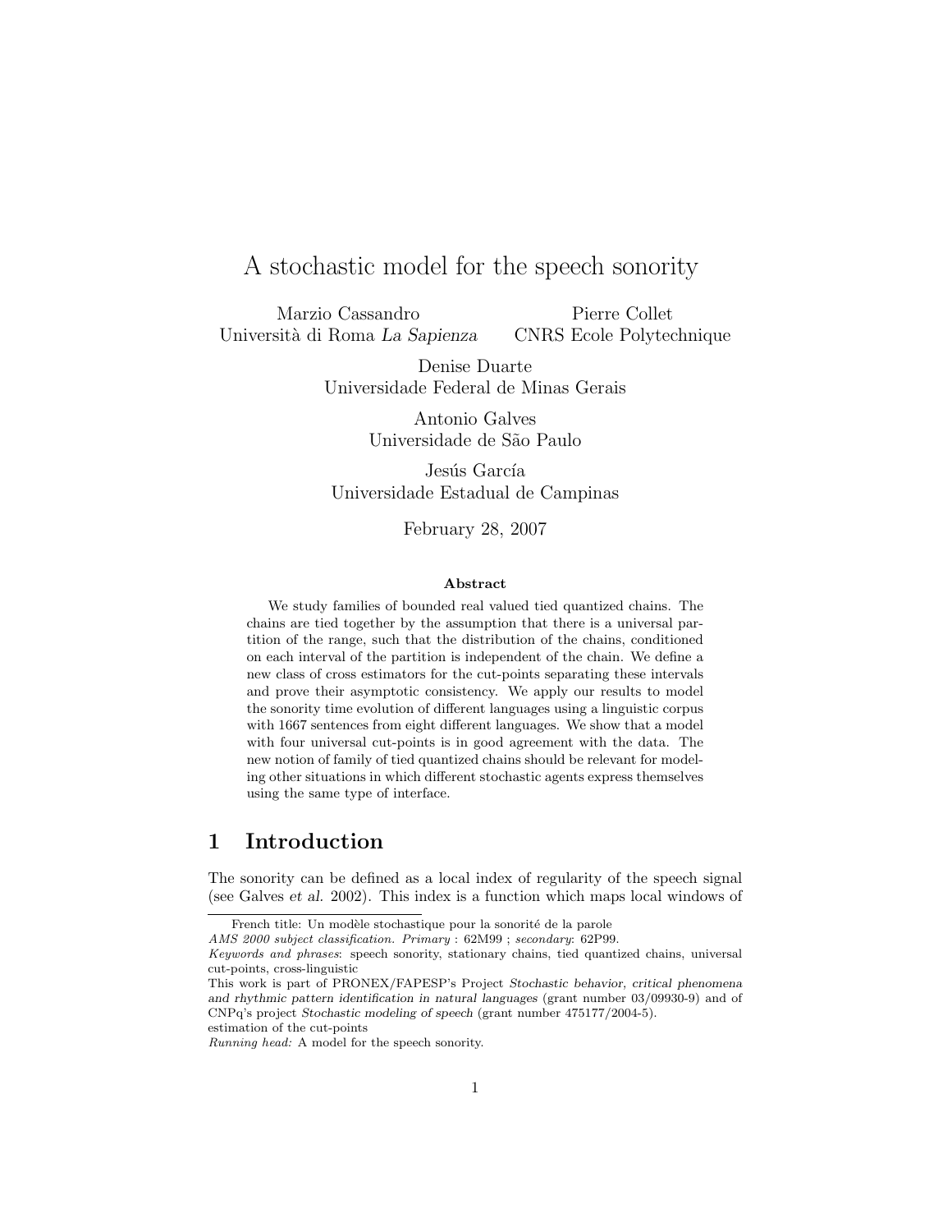# A stochastic model for the speech sonority

Marzio Cassandro
Università di Roma *La Sapienza*

Pierre Collet
CNRS Ecole Polytechnique

Denise Duarte
Universidade Federal de Minas Gerais

Antonio Galves
Universidade de São Paulo

Jesús García
Universidade Estadual de Campinas

February 28, 2007

**Abstract**

We study families of bounded real valued tied quantized chains. The chains are tied together by the assumption that there is a universal partition of the range, such that the distribution of the chains, conditioned on each interval of the partition is independent of the chain. We define a new class of cross estimators for the cut-points separating these intervals and prove their asymptotic consistency. We apply our results to model the sonority time evolution of different languages using a linguistic corpus with 1667 sentences from eight different languages. We show that a model with four universal cut-points is in good agreement with the data. The new notion of family of tied quantized chains should be relevant for modeling other situations in which different stochastic agents express themselves using the same type of interface.

## 1 Introduction

The sonority can be defined as a local index of regularity of the speech signal (see Galves *et al.* 2002). This index is a function which maps local windows of

---

French title: Un modèle stochastique pour la sonorité de la parole

*AMS 2000 subject classification. Primary* : 62M99 ; *secondary*: 62P99.

*Keywords and phrases*: speech sonority, stationary chains, tied quantized chains, universal cut-points, cross-linguistic

This work is part of PRONEX/FAPESP's Project *Stochastic behavior, critical phenomena and rhythmic pattern identification in natural languages* (grant number 03/09930-9) and of CNPq's project *Stochastic modeling of speech* (grant number 475177/2004-5).

estimation of the cut-points

*Running head:* A model for the speech sonority.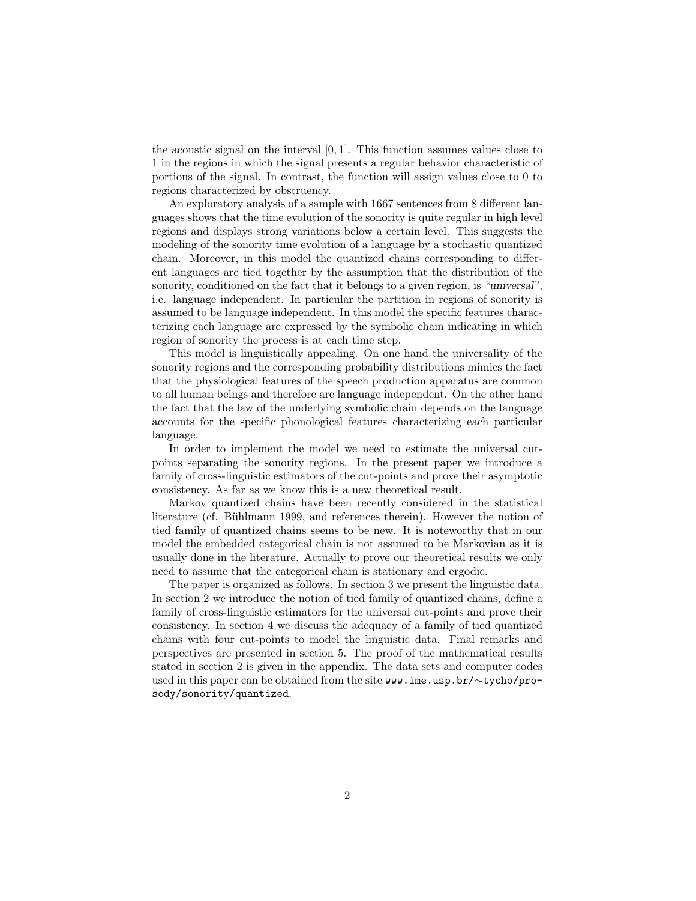the acoustic signal on the interval $[0, 1]$. This function assumes values close to 1 in the regions in which the signal presents a regular behavior characteristic of portions of the signal. In contrast, the function will assign values close to 0 to regions characterized by obstruency.

An exploratory analysis of a sample with 1667 sentences from 8 different languages shows that the time evolution of the sonority is quite regular in high level regions and displays strong variations below a certain level. This suggests the modeling of the sonority time evolution of a language by a stochastic quantized chain. Moreover, in this model the quantized chains corresponding to different languages are tied together by the assumption that the distribution of the sonority, conditioned on the fact that it belongs to a given region, is *"universal"*, i.e. language independent. In particular the partition in regions of sonority is assumed to be language independent. In this model the specific features characterizing each language are expressed by the symbolic chain indicating in which region of sonority the process is at each time step.

This model is linguistically appealing. On one hand the universality of the sonority regions and the corresponding probability distributions mimics the fact that the physiological features of the speech production apparatus are common to all human beings and therefore are language independent. On the other hand the fact that the law of the underlying symbolic chain depends on the language accounts for the specific phonological features characterizing each particular language.

In order to implement the model we need to estimate the universal cut-points separating the sonority regions. In the present paper we introduce a family of cross-linguistic estimators of the cut-points and prove their asymptotic consistency. As far as we know this is a new theoretical result.

Markov quantized chains have been recently considered in the statistical literature (cf. Bühlmann 1999, and references therein). However the notion of tied family of quantized chains seems to be new. It is noteworthy that in our model the embedded categorical chain is not assumed to be Markovian as it is usually done in the literature. Actually to prove our theoretical results we only need to assume that the categorical chain is stationary and ergodic.

The paper is organized as follows. In section 3 we present the linguistic data. In section 2 we introduce the notion of tied family of quantized chains, define a family of cross-linguistic estimators for the universal cut-points and prove their consistency. In section 4 we discuss the adequacy of a family of tied quantized chains with four cut-points to model the linguistic data. Final remarks and perspectives are presented in section 5. The proof of the mathematical results stated in section 2 is given in the appendix. The data sets and computer codes used in this paper can be obtained from the site `www.ime.usp.br/~tycho/prosody/sonority/quantized`.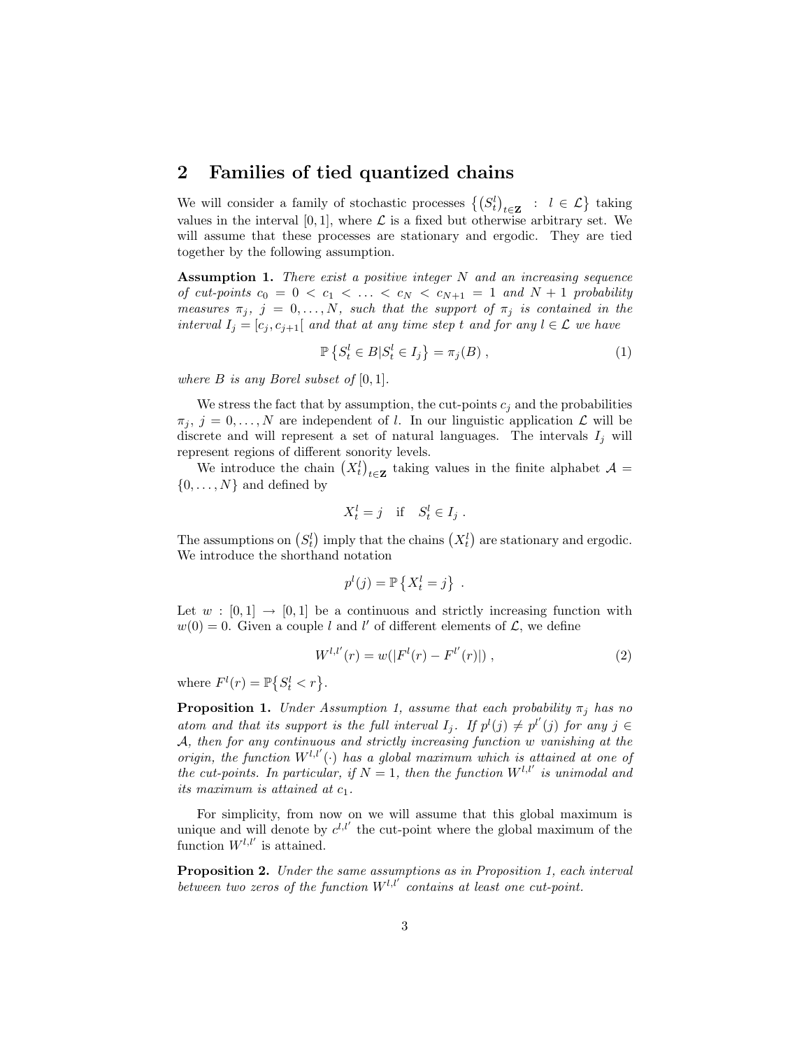## 2 Families of tied quantized chains

We will consider a family of stochastic processes $\left\{ \left(S_t^l\right)_{t \in \mathbf{Z}} \;:\; l \in \mathcal{L} \right\}$ taking values in the interval $[0,1]$, where $\mathcal{L}$ is a fixed but otherwise arbitrary set. We will assume that these processes are stationary and ergodic. They are tied together by the following assumption.

**Assumption 1.** *There exist a positive integer $N$ and an increasing sequence of cut-points $c_0 = 0 < c_1 < \ldots < c_N < c_{N+1} = 1$ and $N+1$ probability measures $\pi_j$, $j = 0, \ldots, N$, such that the support of $\pi_j$ is contained in the interval $I_j = [c_j, c_{j+1}[$ and that at any time step $t$ and for any $l \in \mathcal{L}$ we have*

$$\mathbb{P}\left\{ S_t^l \in B | S_t^l \in I_j \right\} = \pi_j(B) \ , \tag{1}$$

*where $B$ is any Borel subset of $[0,1]$.*

We stress the fact that by assumption, the cut-points $c_j$ and the probabilities $\pi_j$, $j = 0, \ldots, N$ are independent of $l$. In our linguistic application $\mathcal{L}$ will be discrete and will represent a set of natural languages. The intervals $I_j$ will represent regions of different sonority levels.

We introduce the chain $\left(X_t^l\right)_{t \in \mathbf{Z}}$ taking values in the finite alphabet $\mathcal{A} = \{0, \ldots, N\}$ and defined by

$$X_t^l = j \quad \text{if} \quad S_t^l \in I_j \ .$$

The assumptions on $\left(S_t^l\right)$ imply that the chains $\left(X_t^l\right)$ are stationary and ergodic. We introduce the shorthand notation

$$p^l(j) = \mathbb{P}\left\{ X_t^l = j \right\} \ .$$

Let $w : [0,1] \to [0,1]$ be a continuous and strictly increasing function with $w(0) = 0$. Given a couple $l$ and $l'$ of different elements of $\mathcal{L}$, we define

$$W^{l,l'}(r) = w(|F^l(r) - F^{l'}(r)|) \ , \tag{2}$$

where $F^l(r) = \mathbb{P}\left\{ S_t^l < r \right\}$.

**Proposition 1.** *Under Assumption 1, assume that each probability $\pi_j$ has no atom and that its support is the full interval $I_j$. If $p^l(j) \neq p^{l'}(j)$ for any $j \in \mathcal{A}$, then for any continuous and strictly increasing function $w$ vanishing at the origin, the function $W^{l,l'}(\cdot)$ has a global maximum which is attained at one of the cut-points. In particular, if $N = 1$, then the function $W^{l,l'}$ is unimodal and its maximum is attained at $c_1$.*

For simplicity, from now on we will assume that this global maximum is unique and will denote by $c^{l,l'}$ the cut-point where the global maximum of the function $W^{l,l'}$ is attained.

**Proposition 2.** *Under the same assumptions as in Proposition 1, each interval between two zeros of the function $W^{l,l'}$ contains at least one cut-point.*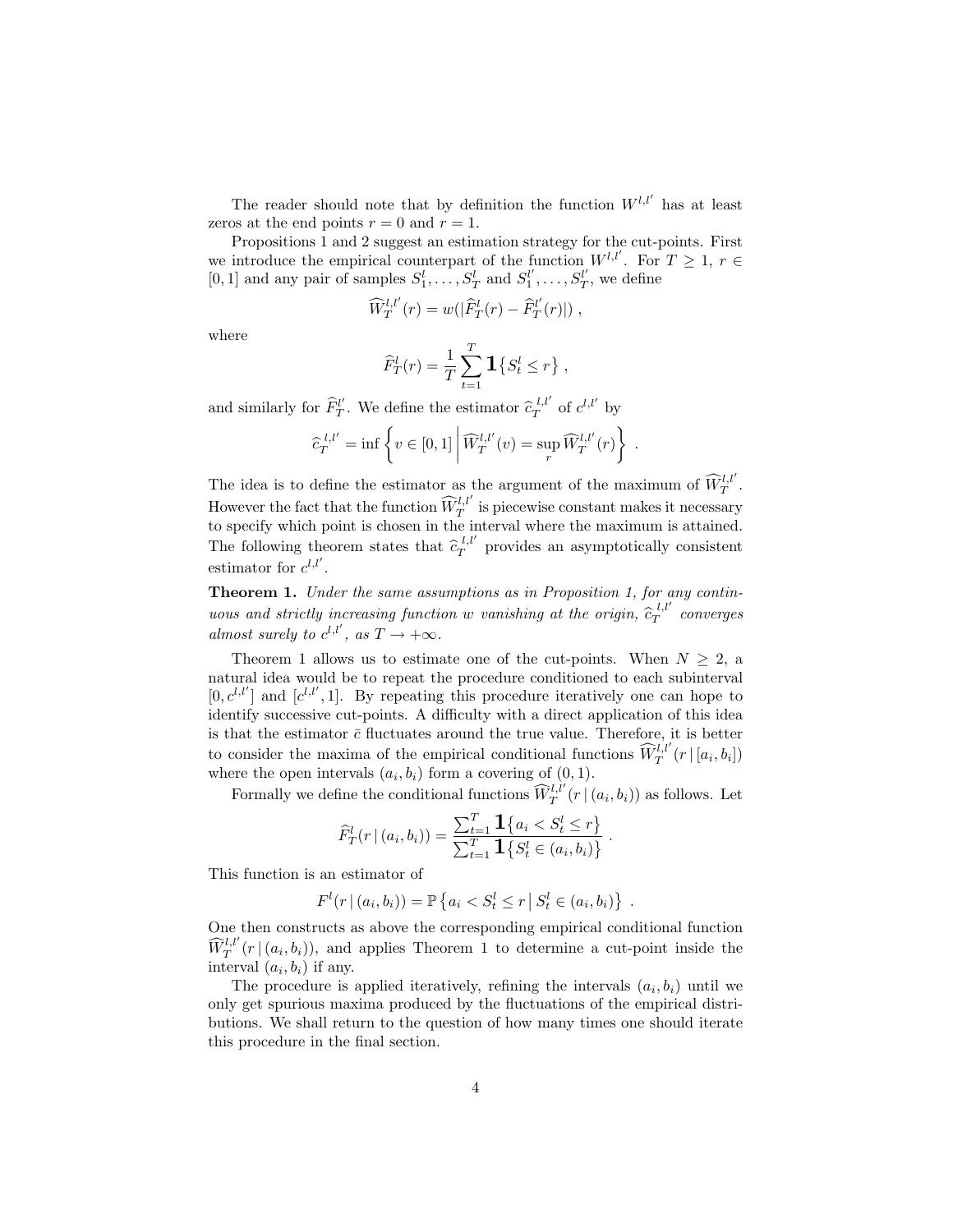The reader should note that by definition the function $W^{l,l'}$ has at least zeros at the end points $r = 0$ and $r = 1$.

Propositions 1 and 2 suggest an estimation strategy for the cut-points. First we introduce the empirical counterpart of the function $W^{l,l'}$. For $T \geq 1$, $r \in [0, 1]$ and any pair of samples $S_1^l, \ldots, S_T^l$ and $S_1^{l'}, \ldots, S_T^{l'}$, we define

$$\widehat{W}_T^{l,l'}(r) = w(|\widehat{F}_T^l(r) - \widehat{F}_T^{l'}(r)|) \ ,$$

where

$$\widehat{F}_T^l(r) = \frac{1}{T} \sum_{t=1}^{T} \mathbf{1}\{S_t^l \leq r\} \ ,$$

and similarly for $\widehat{F}_T^{l'}$. We define the estimator $\widehat{c}_T^{\,l,l'}$ of $c^{l,l'}$ by

$$\widehat{c}_T^{\,l,l'} = \inf \left\{ v \in [0,1] \,\middle|\, \widehat{W}_T^{l,l'}(v) = \sup_r \widehat{W}_T^{l,l'}(r) \right\} \ .$$

The idea is to define the estimator as the argument of the maximum of $\widehat{W}_T^{l,l'}$. However the fact that the function $\widehat{W}_T^{l,l'}$ is piecewise constant makes it necessary to specify which point is chosen in the interval where the maximum is attained. The following theorem states that $\widehat{c}_T^{\,l,l'}$ provides an asymptotically consistent estimator for $c^{l,l'}$.

**Theorem 1.** *Under the same assumptions as in Proposition 1, for any continuous and strictly increasing function $w$ vanishing at the origin, $\widehat{c}_T^{\,l,l'}$ converges almost surely to $c^{l,l'}$, as $T \to +\infty$.*

Theorem 1 allows us to estimate one of the cut-points. When $N \geq 2$, a natural idea would be to repeat the procedure conditioned to each subinterval $[0, c^{l,l'}]$ and $[c^{l,l'}, 1]$. By repeating this procedure iteratively one can hope to identify successive cut-points. A difficulty with a direct application of this idea is that the estimator $\bar{c}$ fluctuates around the true value. Therefore, it is better to consider the maxima of the empirical conditional functions $\widehat{W}_T^{l,l'}(r \,|\, [a_i, b_i])$ where the open intervals $(a_i, b_i)$ form a covering of $(0, 1)$.

Formally we define the conditional functions $\widehat{W}_T^{l,l'}(r \,|\, (a_i, b_i))$ as follows. Let

$$\widehat{F}_T^l(r \,|\, (a_i, b_i)) = \frac{\sum_{t=1}^{T} \mathbf{1}\{a_i < S_t^l \leq r\}}{\sum_{t=1}^{T} \mathbf{1}\{S_t^l \in (a_i, b_i)\}} \ .$$

This function is an estimator of

$$F^l(r \,|\, (a_i, b_i)) = \mathbb{P}\left\{a_i < S_t^l \leq r \,\middle|\, S_t^l \in (a_i, b_i)\right\} \ .$$

One then constructs as above the corresponding empirical conditional function $\widehat{W}_T^{l,l'}(r \,|\, (a_i, b_i))$, and applies Theorem 1 to determine a cut-point inside the interval $(a_i, b_i)$ if any.

The procedure is applied iteratively, refining the intervals $(a_i, b_i)$ until we only get spurious maxima produced by the fluctuations of the empirical distributions. We shall return to the question of how many times one should iterate this procedure in the final section.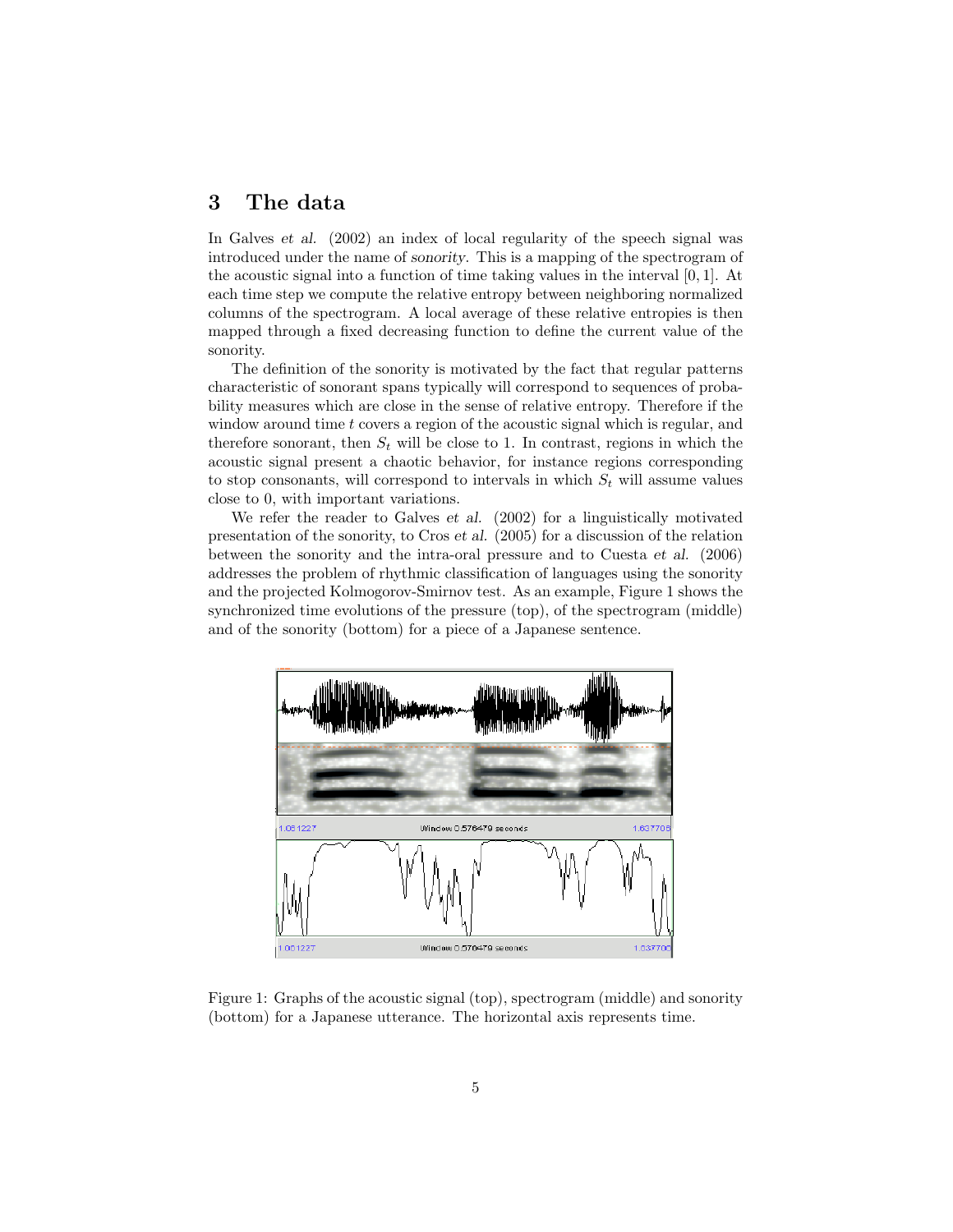## 3 The data

In Galves *et al.* (2002) an index of local regularity of the speech signal was introduced under the name of *sonority*. This is a mapping of the spectrogram of the acoustic signal into a function of time taking values in the interval $[0, 1]$. At each time step we compute the relative entropy between neighboring normalized columns of the spectrogram. A local average of these relative entropies is then mapped through a fixed decreasing function to define the current value of the sonority.

The definition of the sonority is motivated by the fact that regular patterns characteristic of sonorant spans typically will correspond to sequences of probability measures which are close in the sense of relative entropy. Therefore if the window around time $t$ covers a region of the acoustic signal which is regular, and therefore sonorant, then $S_t$ will be close to 1. In contrast, regions in which the acoustic signal present a chaotic behavior, for instance regions corresponding to stop consonants, will correspond to intervals in which $S_t$ will assume values close to 0, with important variations.

We refer the reader to Galves *et al.* (2002) for a linguistically motivated presentation of the sonority, to Cros *et al.* (2005) for a discussion of the relation between the sonority and the intra-oral pressure and to Cuesta *et al.* (2006) addresses the problem of rhythmic classification of languages using the sonority and the projected Kolmogorov-Smirnov test. As an example, Figure 1 shows the synchronized time evolutions of the pressure (top), of the spectrogram (middle) and of the sonority (bottom) for a piece of a Japanese sentence.

Figure 1: Graphs of the acoustic signal (top), spectrogram (middle) and sonority (bottom) for a Japanese utterance. The horizontal axis represents time.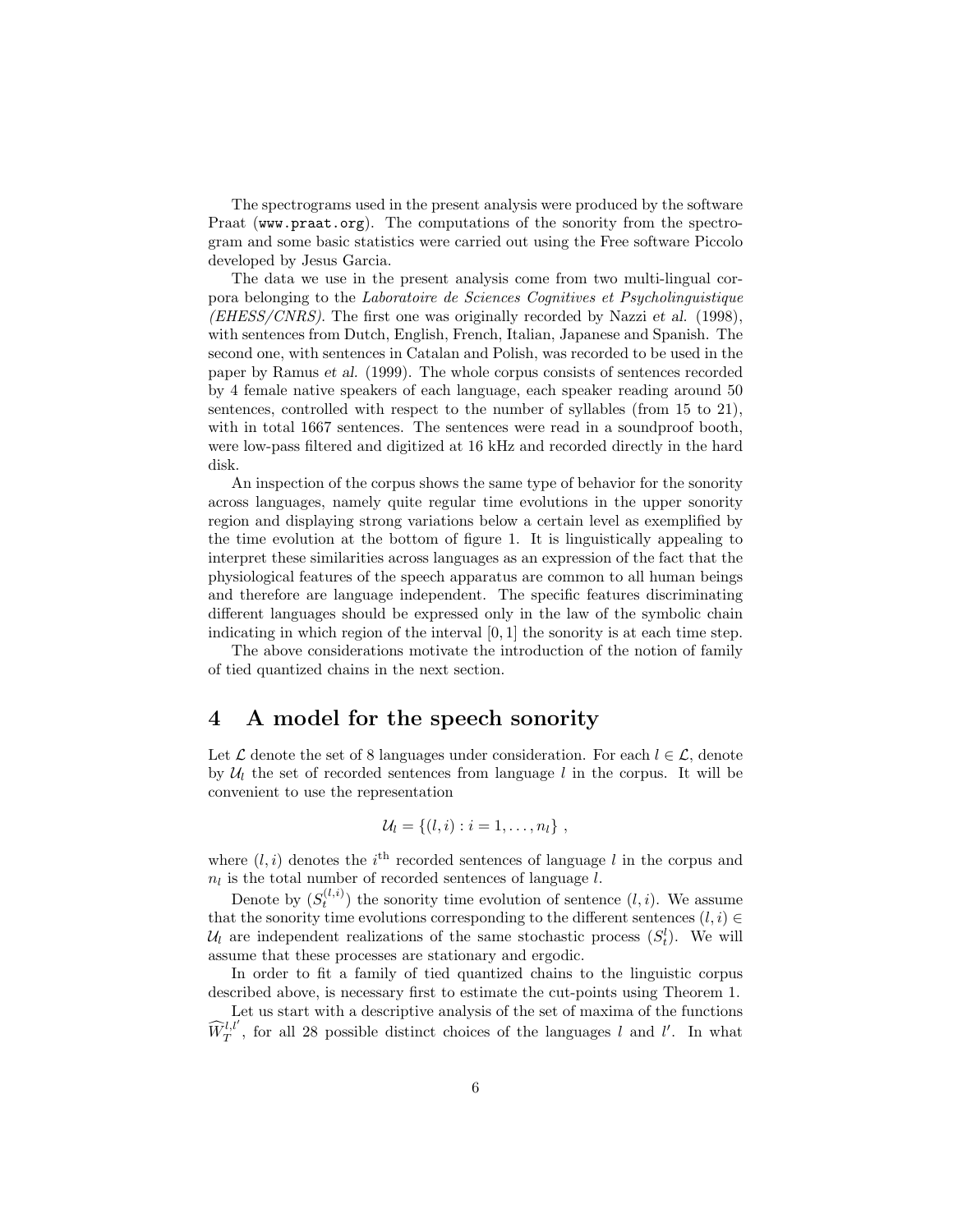The spectrograms used in the present analysis were produced by the software Praat (`www.praat.org`). The computations of the sonority from the spectrogram and some basic statistics were carried out using the Free software Piccolo developed by Jesus Garcia.

The data we use in the present analysis come from two multi-lingual corpora belonging to the *Laboratoire de Sciences Cognitives et Psycholinguistique (EHESS/CNRS)*. The first one was originally recorded by Nazzi *et al.* (1998), with sentences from Dutch, English, French, Italian, Japanese and Spanish. The second one, with sentences in Catalan and Polish, was recorded to be used in the paper by Ramus *et al.* (1999). The whole corpus consists of sentences recorded by 4 female native speakers of each language, each speaker reading around 50 sentences, controlled with respect to the number of syllables (from 15 to 21), with in total 1667 sentences. The sentences were read in a soundproof booth, were low-pass filtered and digitized at 16 kHz and recorded directly in the hard disk.

An inspection of the corpus shows the same type of behavior for the sonority across languages, namely quite regular time evolutions in the upper sonority region and displaying strong variations below a certain level as exemplified by the time evolution at the bottom of figure 1. It is linguistically appealing to interpret these similarities across languages as an expression of the fact that the physiological features of the speech apparatus are common to all human beings and therefore are language independent. The specific features discriminating different languages should be expressed only in the law of the symbolic chain indicating in which region of the interval $[0, 1]$ the sonority is at each time step.

The above considerations motivate the introduction of the notion of family of tied quantized chains in the next section.

## 4 A model for the speech sonority

Let $\mathcal{L}$ denote the set of 8 languages under consideration. For each $l \in \mathcal{L}$, denote by $\mathcal{U}_l$ the set of recorded sentences from language $l$ in the corpus. It will be convenient to use the representation

$$\mathcal{U}_l = \{(l, i) : i = 1, \ldots, n_l\} ,$$

where $(l, i)$ denotes the $i^{\text{th}}$ recorded sentences of language $l$ in the corpus and $n_l$ is the total number of recorded sentences of language $l$.

Denote by $(S_t^{(l,i)})$ the sonority time evolution of sentence $(l, i)$. We assume that the sonority time evolutions corresponding to the different sentences $(l, i) \in \mathcal{U}_l$ are independent realizations of the same stochastic process $(S_t^l)$. We will assume that these processes are stationary and ergodic.

In order to fit a family of tied quantized chains to the linguistic corpus described above, is necessary first to estimate the cut-points using Theorem 1.

Let us start with a descriptive analysis of the set of maxima of the functions $\widehat{W}_T^{l,l'}$, for all 28 possible distinct choices of the languages $l$ and $l'$. In what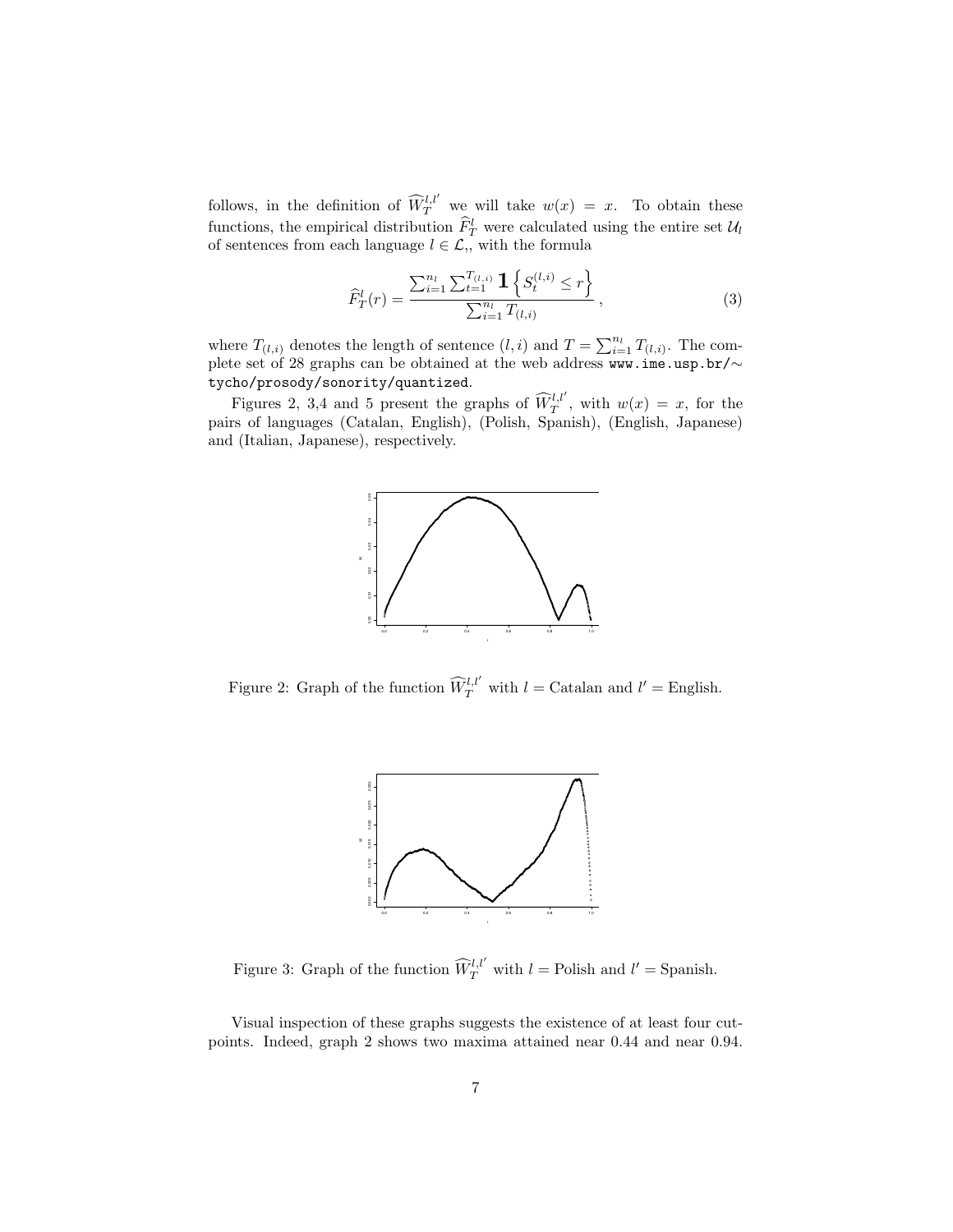follows, in the definition of $\widehat{W}_T^{l,l'}$ we will take $w(x) = x$. To obtain these functions, the empirical distribution $\widehat{F}_T^l$ were calculated using the entire set $\mathcal{U}_l$ of sentences from each language $l \in \mathcal{L}$,, with the formula

$$\widehat{F}_T^l(r) = \frac{\sum_{i=1}^{n_l} \sum_{t=1}^{T_{(l,i)}} \mathbf{1}\left\{S_t^{(l,i)} \leq r\right\}}{\sum_{i=1}^{n_l} T_{(l,i)}}\,, \tag{3}$$

where $T_{(l,i)}$ denotes the length of sentence $(l,i)$ and $T = \sum_{i=1}^{n_l} T_{(l,i)}$. The complete set of 28 graphs can be obtained at the web address `www.ime.usp.br/~tycho/prosody/sonority/quantized`.

Figures 2, 3,4 and 5 present the graphs of $\widehat{W}_T^{l,l'}$, with $w(x) = x$, for the pairs of languages (Catalan, English), (Polish, Spanish), (English, Japanese) and (Italian, Japanese), respectively.

Figure 2: Graph of the function $\widehat{W}_T^{l,l'}$ with $l$ = Catalan and $l'$ = English.

Figure 3: Graph of the function $\widehat{W}_T^{l,l'}$ with $l$ = Polish and $l'$ = Spanish.

Visual inspection of these graphs suggests the existence of at least four cutpoints. Indeed, graph 2 shows two maxima attained near 0.44 and near 0.94.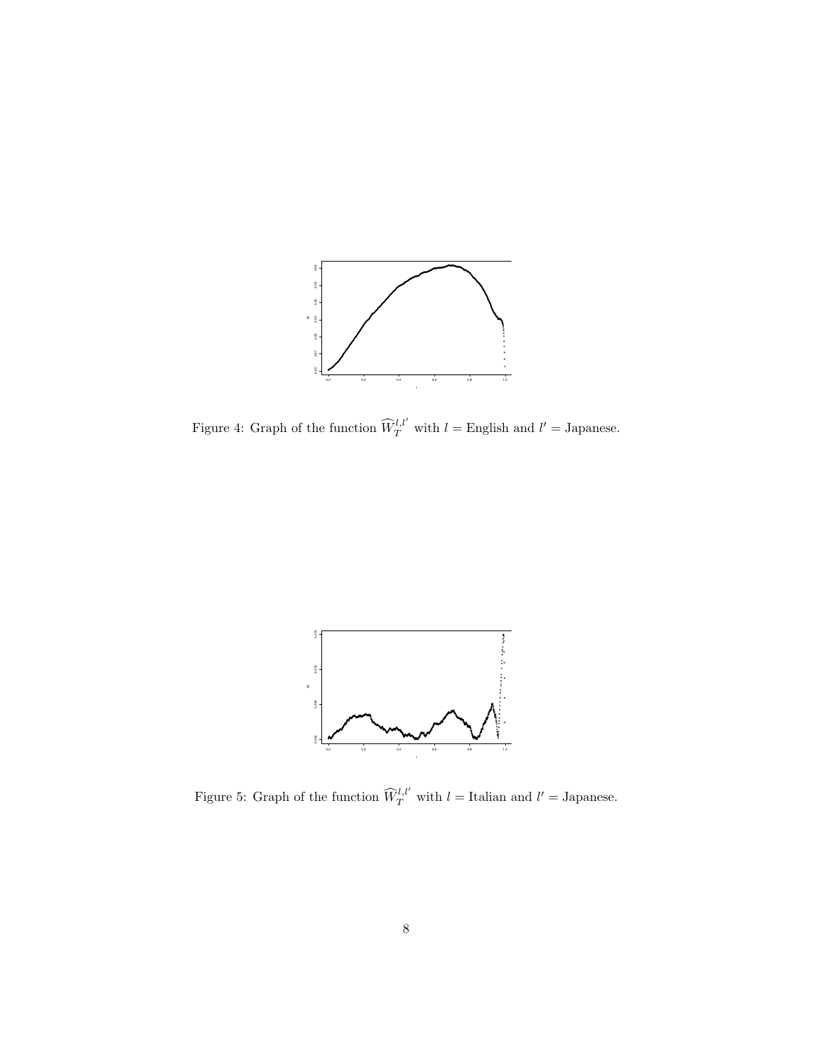Figure 4: Graph of the function $\widehat{W}_T^{l,l'}$ with $l =$ English and $l' =$ Japanese.

Figure 5: Graph of the function $\widehat{W}_T^{l,l'}$ with $l =$ Italian and $l' =$ Japanese.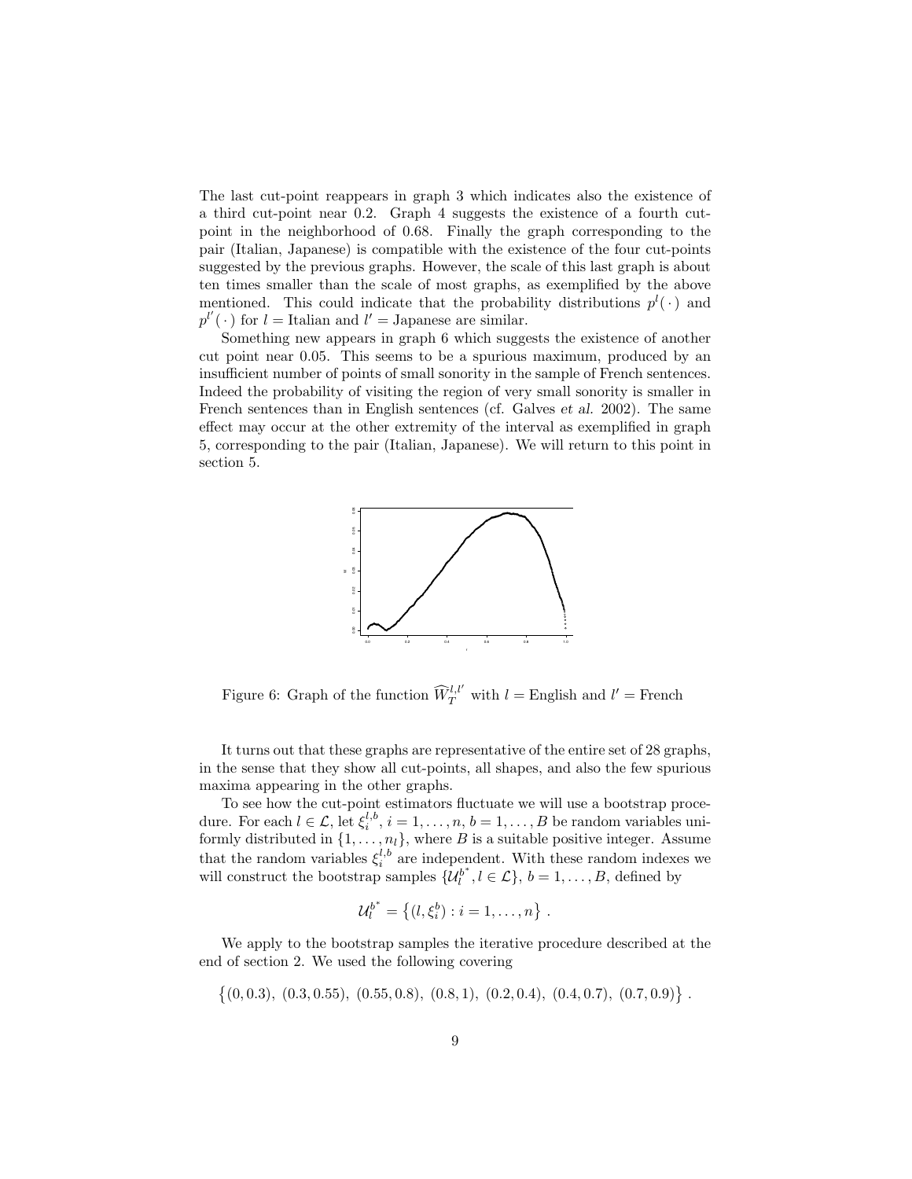The last cut-point reappears in graph 3 which indicates also the existence of a third cut-point near 0.2. Graph 4 suggests the existence of a fourth cut-point in the neighborhood of 0.68. Finally the graph corresponding to the pair (Italian, Japanese) is compatible with the existence of the four cut-points suggested by the previous graphs. However, the scale of this last graph is about ten times smaller than the scale of most graphs, as exemplified by the above mentioned. This could indicate that the probability distributions $p^l(\,\cdot\,)$ and $p^{l'}(\,\cdot\,)$ for $l$ = Italian and $l'$ = Japanese are similar.

Something new appears in graph 6 which suggests the existence of another cut point near 0.05. This seems to be a spurious maximum, produced by an insufficient number of points of small sonority in the sample of French sentences. Indeed the probability of visiting the region of very small sonority is smaller in French sentences than in English sentences (cf. Galves *et al.* 2002). The same effect may occur at the other extremity of the interval as exemplified in graph 5, corresponding to the pair (Italian, Japanese). We will return to this point in section 5.

Figure 6: Graph of the function $\widehat{W}_T^{l,l'}$ with $l$ = English and $l'$ = French

It turns out that these graphs are representative of the entire set of 28 graphs, in the sense that they show all cut-points, all shapes, and also the few spurious maxima appearing in the other graphs.

To see how the cut-point estimators fluctuate we will use a bootstrap procedure. For each $l \in \mathcal{L}$, let $\xi_i^{l,b}$, $i = 1, \ldots, n$, $b = 1, \ldots, B$ be random variables uniformly distributed in $\{1, \ldots, n_l\}$, where $B$ is a suitable positive integer. Assume that the random variables $\xi_i^{l,b}$ are independent. With these random indexes we will construct the bootstrap samples $\{\mathcal{U}_l^{b^*}, l \in \mathcal{L}\}$, $b = 1, \ldots, B$, defined by

$$\mathcal{U}_l^{b^*} = \left\{ (l, \xi_i^b) : i = 1, \ldots, n \right\} .$$

We apply to the bootstrap samples the iterative procedure described at the end of section 2. We used the following covering

$$\left\{ (0, 0.3),\ (0.3, 0.55),\ (0.55, 0.8),\ (0.8, 1),\ (0.2, 0.4),\ (0.4, 0.7),\ (0.7, 0.9) \right\} .$$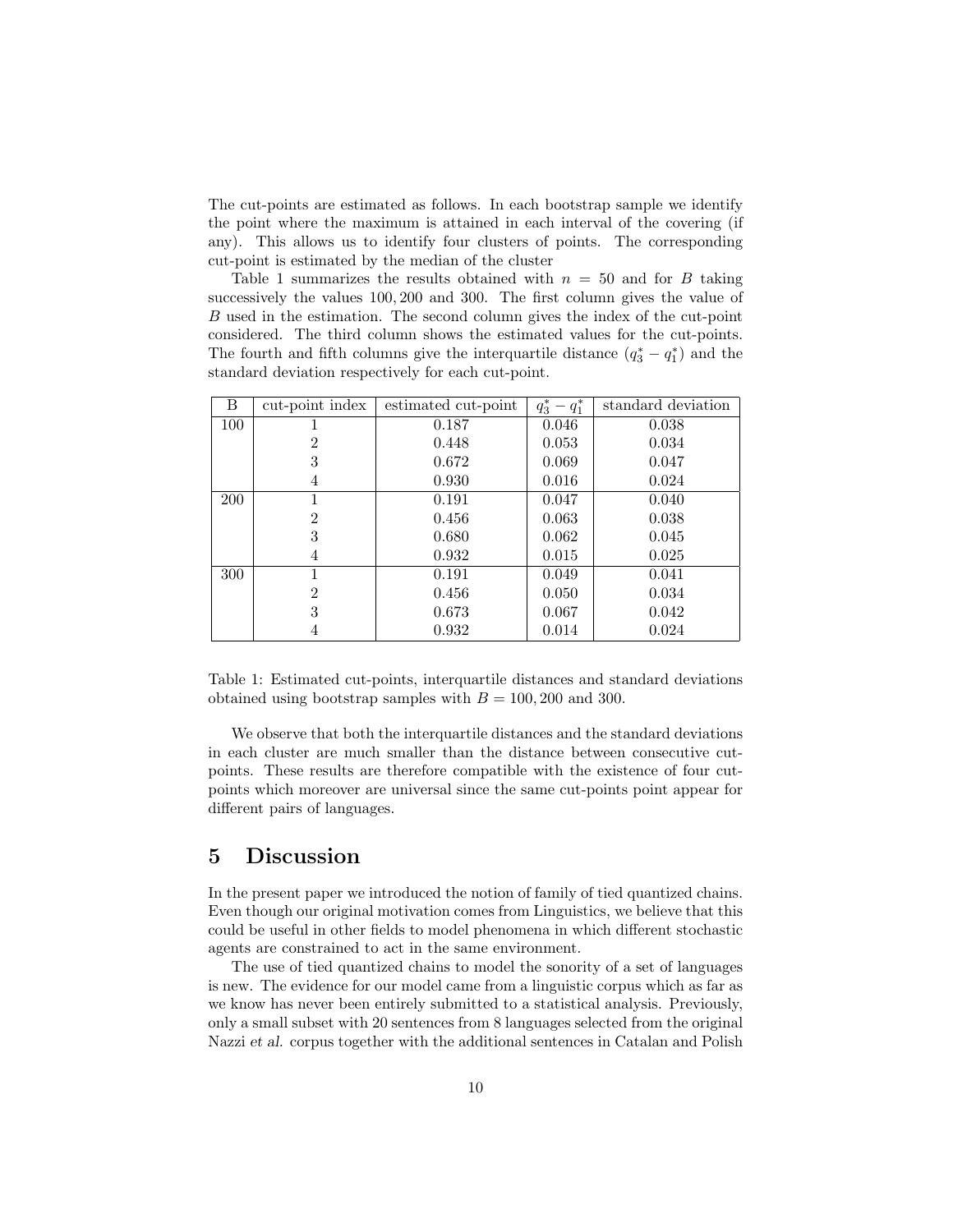The cut-points are estimated as follows. In each bootstrap sample we identify the point where the maximum is attained in each interval of the covering (if any). This allows us to identify four clusters of points. The corresponding cut-point is estimated by the median of the cluster

Table 1 summarizes the results obtained with $n = 50$ and for $B$ taking successively the values $100, 200$ and $300$. The first column gives the value of $B$ used in the estimation. The second column gives the index of the cut-point considered. The third column shows the estimated values for the cut-points. The fourth and fifth columns give the interquartile distance $(q_3^* - q_1^*)$ and the standard deviation respectively for each cut-point.

| B | cut-point index | estimated cut-point | $q_3^* - q_1^*$ | standard deviation |
|---|---|---|---|---|
| 100 | 1 | 0.187 | 0.046 | 0.038 |
| | 2 | 0.448 | 0.053 | 0.034 |
| | 3 | 0.672 | 0.069 | 0.047 |
| | 4 | 0.930 | 0.016 | 0.024 |
| 200 | 1 | 0.191 | 0.047 | 0.040 |
| | 2 | 0.456 | 0.063 | 0.038 |
| | 3 | 0.680 | 0.062 | 0.045 |
| | 4 | 0.932 | 0.015 | 0.025 |
| 300 | 1 | 0.191 | 0.049 | 0.041 |
| | 2 | 0.456 | 0.050 | 0.034 |
| | 3 | 0.673 | 0.067 | 0.042 |
| | 4 | 0.932 | 0.014 | 0.024 |

Table 1: Estimated cut-points, interquartile distances and standard deviations obtained using bootstrap samples with $B = 100, 200$ and $300$.

We observe that both the interquartile distances and the standard deviations in each cluster are much smaller than the distance between consecutive cut-points. These results are therefore compatible with the existence of four cut-points which moreover are universal since the same cut-points point appear for different pairs of languages.

## 5 Discussion

In the present paper we introduced the notion of family of tied quantized chains. Even though our original motivation comes from Linguistics, we believe that this could be useful in other fields to model phenomena in which different stochastic agents are constrained to act in the same environment.

The use of tied quantized chains to model the sonority of a set of languages is new. The evidence for our model came from a linguistic corpus which as far as we know has never been entirely submitted to a statistical analysis. Previously, only a small subset with 20 sentences from 8 languages selected from the original Nazzi *et al.* corpus together with the additional sentences in Catalan and Polish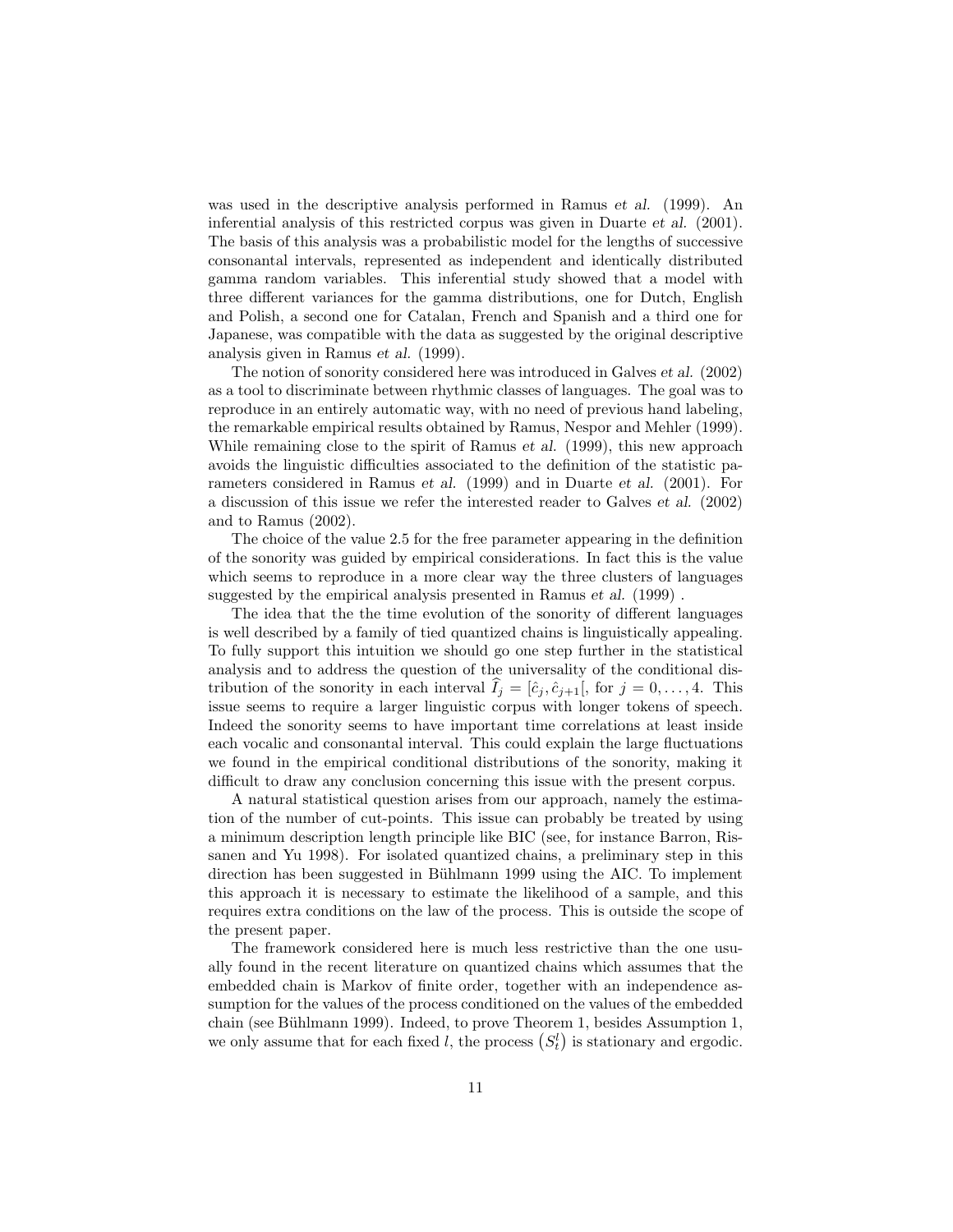was used in the descriptive analysis performed in Ramus *et al.* (1999). An inferential analysis of this restricted corpus was given in Duarte *et al.* (2001). The basis of this analysis was a probabilistic model for the lengths of successive consonantal intervals, represented as independent and identically distributed gamma random variables. This inferential study showed that a model with three different variances for the gamma distributions, one for Dutch, English and Polish, a second one for Catalan, French and Spanish and a third one for Japanese, was compatible with the data as suggested by the original descriptive analysis given in Ramus *et al.* (1999).

The notion of sonority considered here was introduced in Galves *et al.* (2002) as a tool to discriminate between rhythmic classes of languages. The goal was to reproduce in an entirely automatic way, with no need of previous hand labeling, the remarkable empirical results obtained by Ramus, Nespor and Mehler (1999). While remaining close to the spirit of Ramus *et al.* (1999), this new approach avoids the linguistic difficulties associated to the definition of the statistic parameters considered in Ramus *et al.* (1999) and in Duarte *et al.* (2001). For a discussion of this issue we refer the interested reader to Galves *et al.* (2002) and to Ramus (2002).

The choice of the value 2.5 for the free parameter appearing in the definition of the sonority was guided by empirical considerations. In fact this is the value which seems to reproduce in a more clear way the three clusters of languages suggested by the empirical analysis presented in Ramus *et al.* (1999) .

The idea that the the time evolution of the sonority of different languages is well described by a family of tied quantized chains is linguistically appealing. To fully support this intuition we should go one step further in the statistical analysis and to address the question of the universality of the conditional distribution of the sonority in each interval $\widehat{I}_j = [\hat{c}_j, \hat{c}_{j+1}[$, for $j = 0, \ldots, 4$. This issue seems to require a larger linguistic corpus with longer tokens of speech. Indeed the sonority seems to have important time correlations at least inside each vocalic and consonantal interval. This could explain the large fluctuations we found in the empirical conditional distributions of the sonority, making it difficult to draw any conclusion concerning this issue with the present corpus.

A natural statistical question arises from our approach, namely the estimation of the number of cut-points. This issue can probably be treated by using a minimum description length principle like BIC (see, for instance Barron, Rissanen and Yu 1998). For isolated quantized chains, a preliminary step in this direction has been suggested in Bühlmann 1999 using the AIC. To implement this approach it is necessary to estimate the likelihood of a sample, and this requires extra conditions on the law of the process. This is outside the scope of the present paper.

The framework considered here is much less restrictive than the one usually found in the recent literature on quantized chains which assumes that the embedded chain is Markov of finite order, together with an independence assumption for the values of the process conditioned on the values of the embedded chain (see Bühlmann 1999). Indeed, to prove Theorem 1, besides Assumption 1, we only assume that for each fixed $l$, the process $\left(S^l_t\right)$ is stationary and ergodic.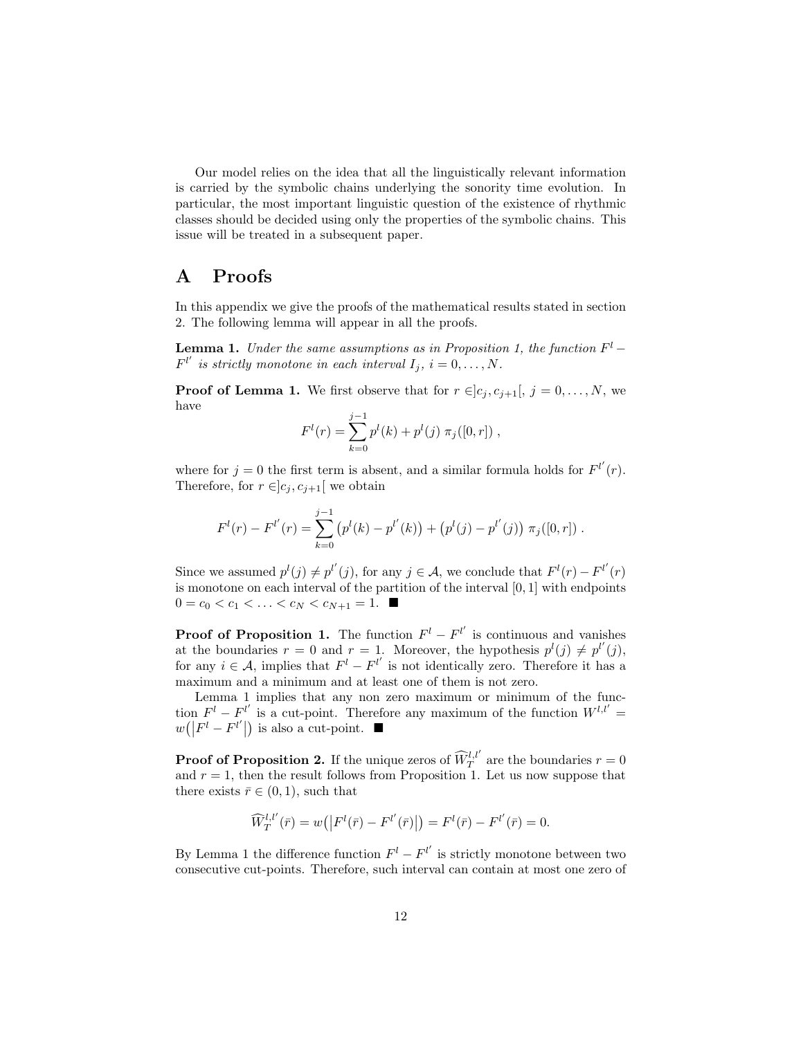Our model relies on the idea that all the linguistically relevant information is carried by the symbolic chains underlying the sonority time evolution. In particular, the most important linguistic question of the existence of rhythmic classes should be decided using only the properties of the symbolic chains. This issue will be treated in a subsequent paper.

# A Proofs

In this appendix we give the proofs of the mathematical results stated in section 2. The following lemma will appear in all the proofs.

**Lemma 1.** *Under the same assumptions as in Proposition 1, the function $F^l - F^{l'}$ is strictly monotone in each interval $I_j$, $i = 0, \ldots, N$.*

**Proof of Lemma 1.** We first observe that for $r \in ]c_j, c_{j+1}[$, $j = 0, \ldots, N$, we have

$$F^l(r) = \sum_{k=0}^{j-1} p^l(k) + p^l(j)\ \pi_j([0,r])\ ,$$

where for $j = 0$ the first term is absent, and a similar formula holds for $F^{l'}(r)$. Therefore, for $r \in ]c_j, c_{j+1}[$ we obtain

$$F^l(r) - F^{l'}(r) = \sum_{k=0}^{j-1} \big(p^l(k) - p^{l'}(k)\big) + \big(p^l(j) - p^{l'}(j)\big)\ \pi_j([0,r])\ .$$

Since we assumed $p^l(j) \neq p^{l'}(j)$, for any $j \in \mathcal{A}$, we conclude that $F^l(r) - F^{l'}(r)$ is monotone on each interval of the partition of the interval $[0,1]$ with endpoints $0 = c_0 < c_1 < \ldots < c_N < c_{N+1} = 1$. ■

**Proof of Proposition 1.** The function $F^l - F^{l'}$ is continuous and vanishes at the boundaries $r = 0$ and $r = 1$. Moreover, the hypothesis $p^l(j) \neq p^{l'}(j)$, for any $i \in \mathcal{A}$, implies that $F^l - F^{l'}$ is not identically zero. Therefore it has a maximum and a minimum and at least one of them is not zero.

Lemma 1 implies that any non zero maximum or minimum of the function $F^l - F^{l'}$ is a cut-point. Therefore any maximum of the function $W^{l,l'} = w\big(\big|F^l - F^{l'}\big|\big)$ is also a cut-point. ■

**Proof of Proposition 2.** If the unique zeros of $\widehat{W}_T^{l,l'}$ are the boundaries $r = 0$ and $r = 1$, then the result follows from Proposition 1. Let us now suppose that there exists $\bar{r} \in (0,1)$, such that

$$\widehat{W}_T^{l,l'}(\bar{r}) = w\big(\big|F^l(\bar{r}) - F^{l'}(\bar{r})\big|\big) = F^l(\bar{r}) - F^{l'}(\bar{r}) = 0.$$

By Lemma 1 the difference function $F^l - F^{l'}$ is strictly monotone between two consecutive cut-points. Therefore, such interval can contain at most one zero of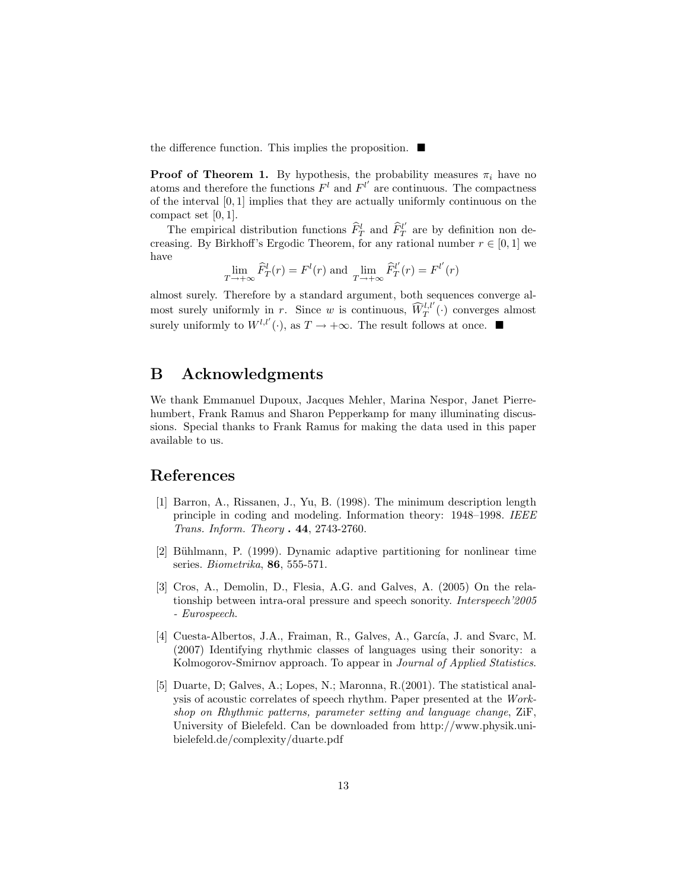the difference function. This implies the proposition. ■

**Proof of Theorem 1.** By hypothesis, the probability measures $\pi_i$ have no atoms and therefore the functions $F^l$ and $F^{l'}$ are continuous. The compactness of the interval $[0, 1]$ implies that they are actually uniformly continuous on the compact set $[0, 1]$.

The empirical distribution functions $\widehat{F}^l_T$ and $\widehat{F}^{l'}_T$ are by definition non decreasing. By Birkhoff's Ergodic Theorem, for any rational number $r \in [0, 1]$ we have

$$\lim_{T \to +\infty} \widehat{F}^l_T(r) = F^l(r) \text{ and } \lim_{T \to +\infty} \widehat{F}^{l'}_T(r) = F^{l'}(r)$$

almost surely. Therefore by a standard argument, both sequences converge almost surely uniformly in $r$. Since $w$ is continuous, $\widehat{W}^{l,l'}_T(\cdot)$ converges almost surely uniformly to $W^{l,l'}(\cdot)$, as $T \to +\infty$. The result follows at once. ■

# B Acknowledgments

We thank Emmanuel Dupoux, Jacques Mehler, Marina Nespor, Janet Pierrehumbert, Frank Ramus and Sharon Pepperkamp for many illuminating discussions. Special thanks to Frank Ramus for making the data used in this paper available to us.

# References

[1] Barron, A., Rissanen, J., Yu, B. (1998). The minimum description length principle in coding and modeling. Information theory: 1948–1998. *IEEE Trans. Inform. Theory* **. 44**, 2743-2760.

[2] Bühlmann, P. (1999). Dynamic adaptive partitioning for nonlinear time series. *Biometrika*, **86**, 555-571.

[3] Cros, A., Demolin, D., Flesia, A.G. and Galves, A. (2005) On the relationship between intra-oral pressure and speech sonority. *Interspeech'2005 - Eurospeech*.

[4] Cuesta-Albertos, J.A., Fraiman, R., Galves, A., García, J. and Svarc, M. (2007) Identifying rhythmic classes of languages using their sonority: a Kolmogorov-Smirnov approach. To appear in *Journal of Applied Statistics*.

[5] Duarte, D; Galves, A.; Lopes, N.; Maronna, R.(2001). The statistical analysis of acoustic correlates of speech rhythm. Paper presented at the *Workshop on Rhythmic patterns, parameter setting and language change*, ZiF, University of Bielefeld. Can be downloaded from http://www.physik.uni-bielefeld.de/complexity/duarte.pdf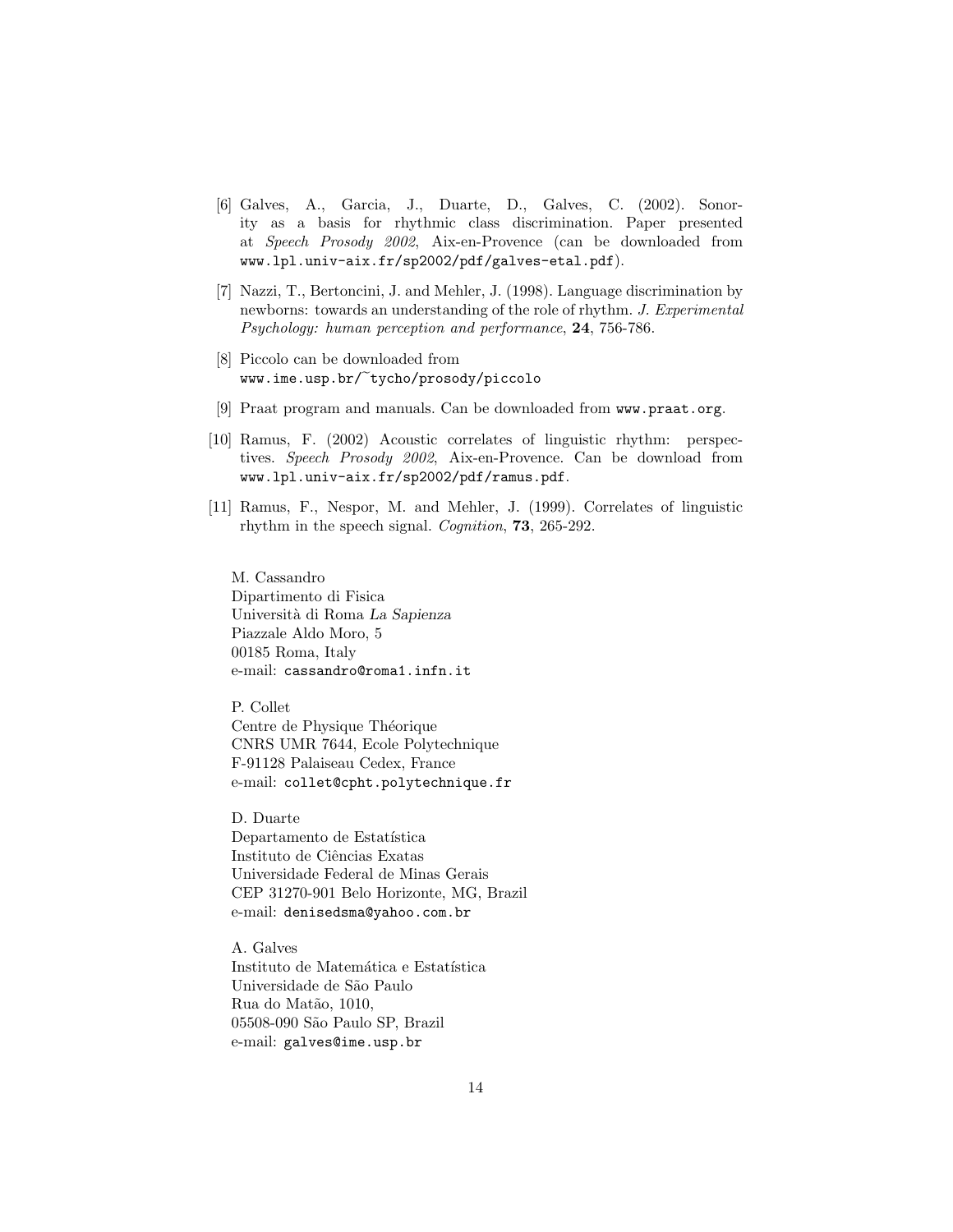[6] Galves, A., Garcia, J., Duarte, D., Galves, C. (2002). Sonority as a basis for rhythmic class discrimination. Paper presented at *Speech Prosody 2002*, Aix-en-Provence (can be downloaded from `www.lpl.univ-aix.fr/sp2002/pdf/galves-etal.pdf`).

[7] Nazzi, T., Bertoncini, J. and Mehler, J. (1998). Language discrimination by newborns: towards an understanding of the role of rhythm. *J. Experimental Psychology: human perception and performance*, **24**, 756-786.

[8] Piccolo can be downloaded from `www.ime.usp.br/~tycho/prosody/piccolo`

[9] Praat program and manuals. Can be downloaded from `www.praat.org`.

[10] Ramus, F. (2002) Acoustic correlates of linguistic rhythm: perspectives. *Speech Prosody 2002*, Aix-en-Provence. Can be download from `www.lpl.univ-aix.fr/sp2002/pdf/ramus.pdf`.

[11] Ramus, F., Nespor, M. and Mehler, J. (1999). Correlates of linguistic rhythm in the speech signal. *Cognition*, **73**, 265-292.

M. Cassandro
Dipartimento di Fisica
Università di Roma *La Sapienza*
Piazzale Aldo Moro, 5
00185 Roma, Italy
e-mail: `cassandro@roma1.infn.it`

P. Collet
Centre de Physique Théorique
CNRS UMR 7644, Ecole Polytechnique
F-91128 Palaiseau Cedex, France
e-mail: `collet@cpht.polytechnique.fr`

D. Duarte
Departamento de Estatística
Instituto de Ciências Exatas
Universidade Federal de Minas Gerais
CEP 31270-901 Belo Horizonte, MG, Brazil
e-mail: `denisedsma@yahoo.com.br`

A. Galves
Instituto de Matemática e Estatística
Universidade de São Paulo
Rua do Matão, 1010,
05508-090 São Paulo SP, Brazil
e-mail: `galves@ime.usp.br`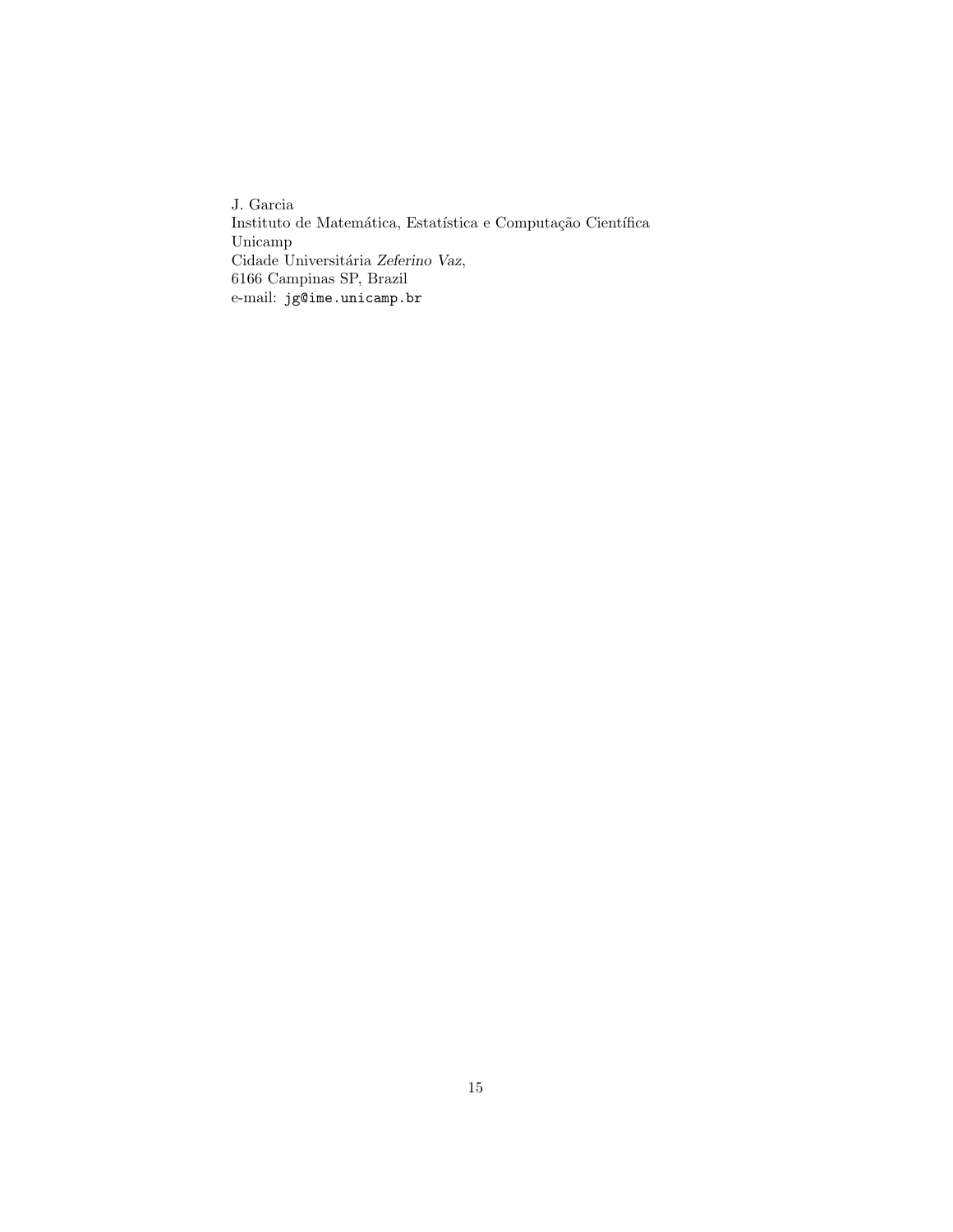J. Garcia
Instituto de Matemática, Estatística e Computação Científica
Unicamp
Cidade Universitária *Zeferino Vaz*,
6166 Campinas SP, Brazil
e-mail: `jg@ime.unicamp.br`